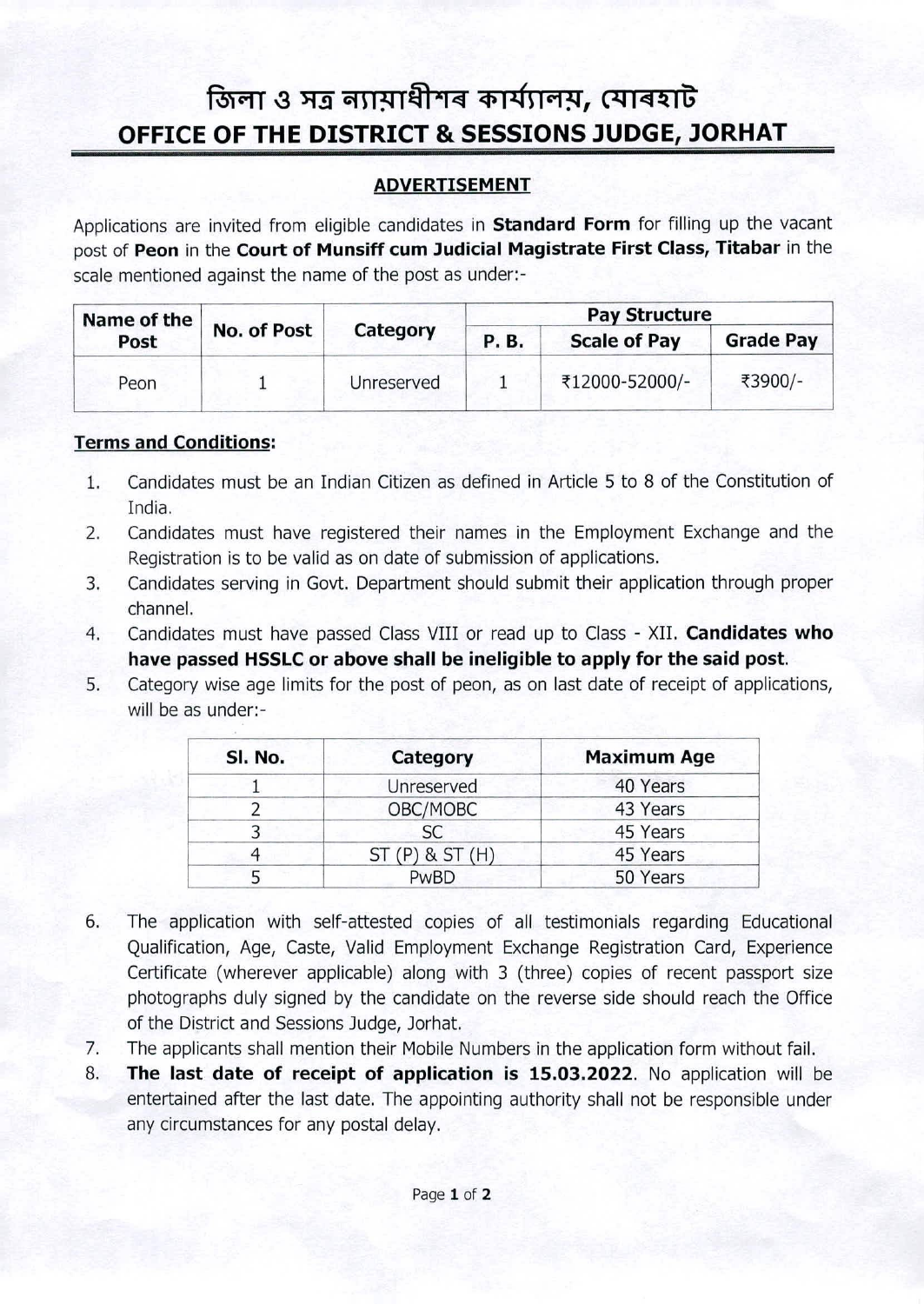# জিলা ও সত্ৰ ন্যায়াধীশৰ কাৰ্য্যালয়, যোৰহাট
# OFFICE OF THE DISTRICT & SESSIONS JUDGE, JORHAT

## ADVERTISEMENT

Applications are invited from eligible candidates in **Standard Form** for filling up the vacant post of **Peon** in the **Court of Munsiff cum Judicial Magistrate First Class, Titabar** in the scale mentioned against the name of the post as under:-

| Name of the Post | No. of Post | Category | Pay Structure | | |
|---|---|---|---|---|---|
| | | | P. B. | Scale of Pay | Grade Pay |
| Peon | 1 | Unreserved | 1 | ₹12000-52000/- | ₹3900/- |

**Terms and Conditions:**

1. Candidates must be an Indian Citizen as defined in Article 5 to 8 of the Constitution of India.
2. Candidates must have registered their names in the Employment Exchange and the Registration is to be valid as on date of submission of applications.
3. Candidates serving in Govt. Department should submit their application through proper channel.
4. Candidates must have passed Class VIII or read up to Class - XII. **Candidates who have passed HSSLC or above shall be ineligible to apply for the said post**.
5. Category wise age limits for the post of peon, as on last date of receipt of applications, will be as under:-

| Sl. No. | Category | Maximum Age |
|---|---|---|
| 1 | Unreserved | 40 Years |
| 2 | OBC/MOBC | 43 Years |
| 3 | SC | 45 Years |
| 4 | ST (P) & ST (H) | 45 Years |
| 5 | PwBD | 50 Years |

6. The application with self-attested copies of all testimonials regarding Educational Qualification, Age, Caste, Valid Employment Exchange Registration Card, Experience Certificate (wherever applicable) along with 3 (three) copies of recent passport size photographs duly signed by the candidate on the reverse side should reach the Office of the District and Sessions Judge, Jorhat.
7. The applicants shall mention their Mobile Numbers in the application form without fail.
8. **The last date of receipt of application is 15.03.2022**. No application will be entertained after the last date. The appointing authority shall not be responsible under any circumstances for any postal delay.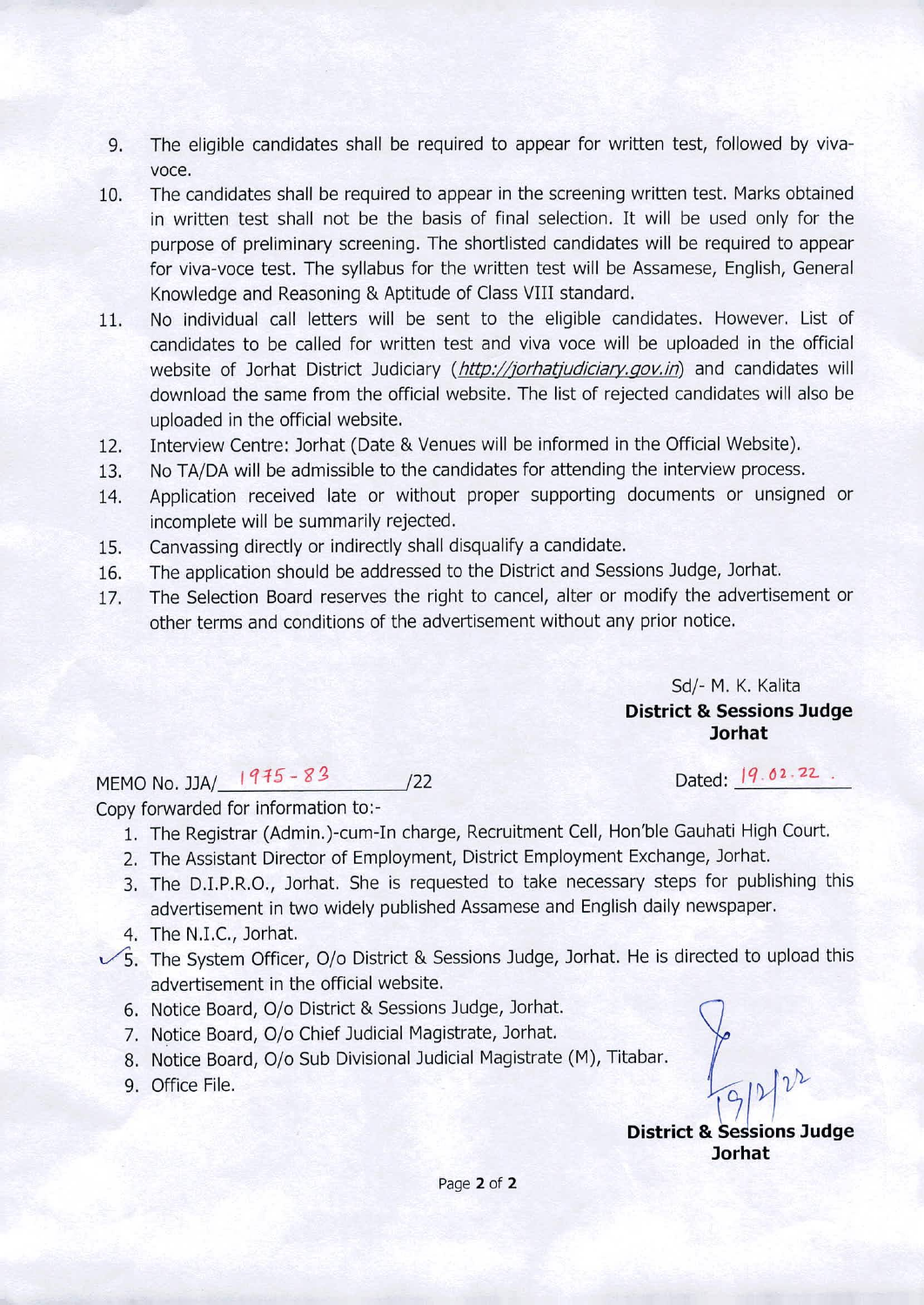9. The eligible candidates shall be required to appear for written test, followed by viva-voce.
10. The candidates shall be required to appear in the screening written test. Marks obtained in written test shall not be the basis of final selection. It will be used only for the purpose of preliminary screening. The shortlisted candidates will be required to appear for viva-voce test. The syllabus for the written test will be Assamese, English, General Knowledge and Reasoning & Aptitude of Class VIII standard.
11. No individual call letters will be sent to the eligible candidates. However, List of candidates to be called for written test and viva voce will be uploaded in the official website of Jorhat District Judiciary (*http://jorhatjudiciary.gov.in*) and candidates will download the same from the official website. The list of rejected candidates will also be uploaded in the official website.
12. Interview Centre: Jorhat (Date & Venues will be informed in the Official Website).
13. No TA/DA will be admissible to the candidates for attending the interview process.
14. Application received late or without proper supporting documents or unsigned or incomplete will be summarily rejected.
15. Canvassing directly or indirectly shall disqualify a candidate.
16. The application should be addressed to the District and Sessions Judge, Jorhat.
17. The Selection Board reserves the right to cancel, alter or modify the advertisement or other terms and conditions of the advertisement without any prior notice.

Sd/- M. K. Kalita
**District & Sessions Judge**
**Jorhat**

MEMO No. JJA/ 1975 - 83 /22 Dated: 19.02.22

Copy forwarded for information to:-

1. The Registrar (Admin.)-cum-In charge, Recruitment Cell, Hon'ble Gauhati High Court.
2. The Assistant Director of Employment, District Employment Exchange, Jorhat.
3. The D.I.P.R.O., Jorhat. She is requested to take necessary steps for publishing this advertisement in two widely published Assamese and English daily newspaper.
4. The N.I.C., Jorhat.
5. The System Officer, O/o District & Sessions Judge, Jorhat. He is directed to upload this advertisement in the official website.
6. Notice Board, O/o District & Sessions Judge, Jorhat.
7. Notice Board, O/o Chief Judicial Magistrate, Jorhat.
8. Notice Board, O/o Sub Divisional Judicial Magistrate (M), Titabar.
9. Office File.

19/2/22
**District & Sessions Judge**
**Jorhat**